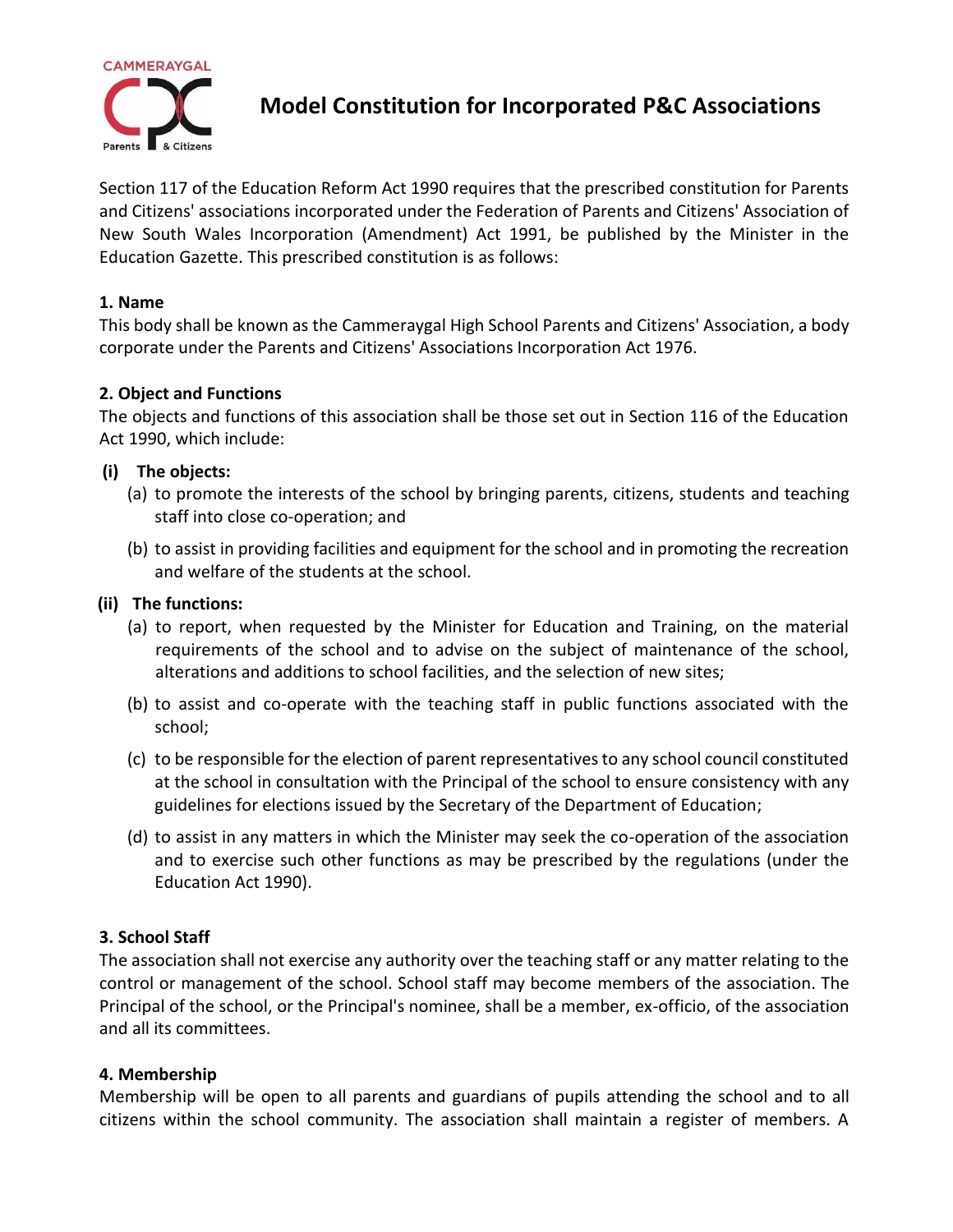# Model Constitution for Incorporated P&C Associations

Section 117 of the Education Reform Act 1990 requires that the prescribed constitution for Parents and Citizens' associations incorporated under the Federation of Parents and Citizens' Association of New South Wales Incorporation (Amendment) Act 1991, be published by the Minister in the Education Gazette. This prescribed constitution is as follows:

### 1. Name

This body shall be known as the Cammeraygal High School Parents and Citizens' Association, a body corporate under the Parents and Citizens' Associations Incorporation Act 1976.

### 2. Object and Functions

The objects and functions of this association shall be those set out in Section 116 of the Education Act 1990, which include:

**(i) The objects:**

(a) to promote the interests of the school by bringing parents, citizens, students and teaching staff into close co-operation; and

(b) to assist in providing facilities and equipment for the school and in promoting the recreation and welfare of the students at the school.

**(ii) The functions:**

(a) to report, when requested by the Minister for Education and Training, on the material requirements of the school and to advise on the subject of maintenance of the school, alterations and additions to school facilities, and the selection of new sites;

(b) to assist and co-operate with the teaching staff in public functions associated with the school;

(c) to be responsible for the election of parent representatives to any school council constituted at the school in consultation with the Principal of the school to ensure consistency with any guidelines for elections issued by the Secretary of the Department of Education;

(d) to assist in any matters in which the Minister may seek the co-operation of the association and to exercise such other functions as may be prescribed by the regulations (under the Education Act 1990).

### 3. School Staff

The association shall not exercise any authority over the teaching staff or any matter relating to the control or management of the school. School staff may become members of the association. The Principal of the school, or the Principal's nominee, shall be a member, ex-officio, of the association and all its committees.

### 4. Membership

Membership will be open to all parents and guardians of pupils attending the school and to all citizens within the school community. The association shall maintain a register of members. A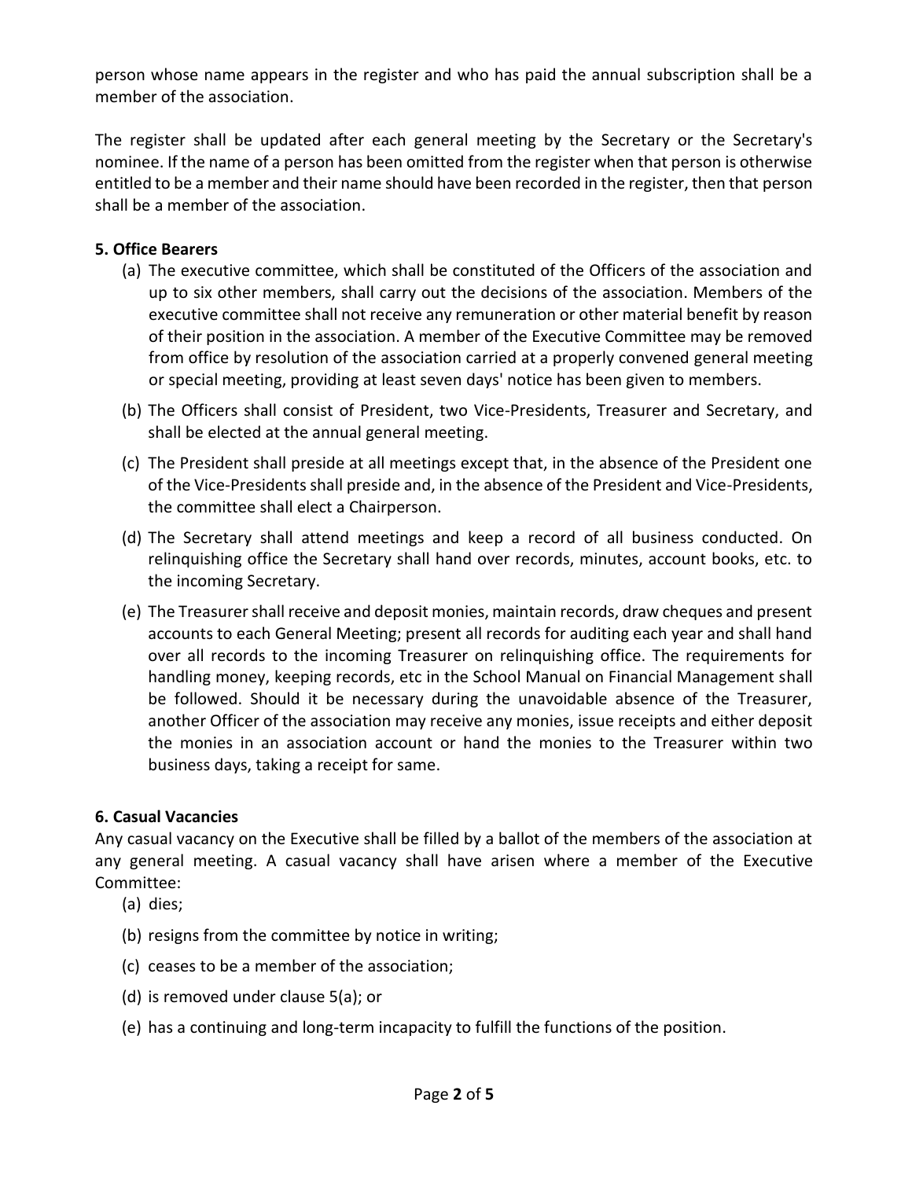person whose name appears in the register and who has paid the annual subscription shall be a member of the association.

The register shall be updated after each general meeting by the Secretary or the Secretary's nominee. If the name of a person has been omitted from the register when that person is otherwise entitled to be a member and their name should have been recorded in the register, then that person shall be a member of the association.

### 5. Office Bearers

(a) The executive committee, which shall be constituted of the Officers of the association and up to six other members, shall carry out the decisions of the association. Members of the executive committee shall not receive any remuneration or other material benefit by reason of their position in the association. A member of the Executive Committee may be removed from office by resolution of the association carried at a properly convened general meeting or special meeting, providing at least seven days' notice has been given to members.

(b) The Officers shall consist of President, two Vice-Presidents, Treasurer and Secretary, and shall be elected at the annual general meeting.

(c) The President shall preside at all meetings except that, in the absence of the President one of the Vice-Presidents shall preside and, in the absence of the President and Vice-Presidents, the committee shall elect a Chairperson.

(d) The Secretary shall attend meetings and keep a record of all business conducted. On relinquishing office the Secretary shall hand over records, minutes, account books, etc. to the incoming Secretary.

(e) The Treasurer shall receive and deposit monies, maintain records, draw cheques and present accounts to each General Meeting; present all records for auditing each year and shall hand over all records to the incoming Treasurer on relinquishing office. The requirements for handling money, keeping records, etc in the School Manual on Financial Management shall be followed. Should it be necessary during the unavoidable absence of the Treasurer, another Officer of the association may receive any monies, issue receipts and either deposit the monies in an association account or hand the monies to the Treasurer within two business days, taking a receipt for same.

### 6. Casual Vacancies

Any casual vacancy on the Executive shall be filled by a ballot of the members of the association at any general meeting. A casual vacancy shall have arisen where a member of the Executive Committee:

(a) dies;

(b) resigns from the committee by notice in writing;

(c) ceases to be a member of the association;

(d) is removed under clause 5(a); or

(e) has a continuing and long-term incapacity to fulfill the functions of the position.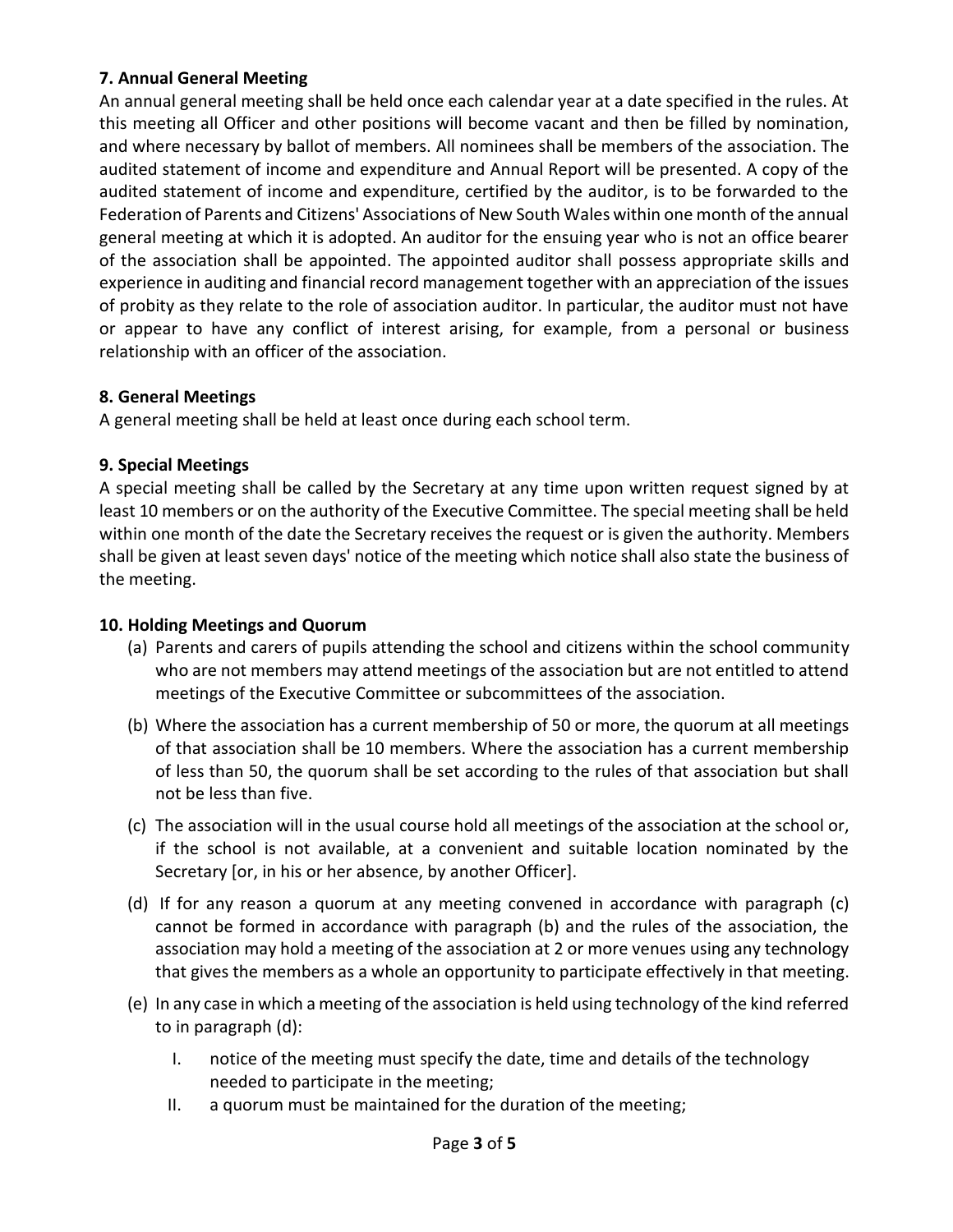### 7. Annual General Meeting

An annual general meeting shall be held once each calendar year at a date specified in the rules. At this meeting all Officer and other positions will become vacant and then be filled by nomination, and where necessary by ballot of members. All nominees shall be members of the association. The audited statement of income and expenditure and Annual Report will be presented. A copy of the audited statement of income and expenditure, certified by the auditor, is to be forwarded to the Federation of Parents and Citizens' Associations of New South Wales within one month of the annual general meeting at which it is adopted. An auditor for the ensuing year who is not an office bearer of the association shall be appointed. The appointed auditor shall possess appropriate skills and experience in auditing and financial record management together with an appreciation of the issues of probity as they relate to the role of association auditor. In particular, the auditor must not have or appear to have any conflict of interest arising, for example, from a personal or business relationship with an officer of the association.

### 8. General Meetings

A general meeting shall be held at least once during each school term.

### 9. Special Meetings

A special meeting shall be called by the Secretary at any time upon written request signed by at least 10 members or on the authority of the Executive Committee. The special meeting shall be held within one month of the date the Secretary receives the request or is given the authority. Members shall be given at least seven days' notice of the meeting which notice shall also state the business of the meeting.

### 10. Holding Meetings and Quorum

(a) Parents and carers of pupils attending the school and citizens within the school community who are not members may attend meetings of the association but are not entitled to attend meetings of the Executive Committee or subcommittees of the association.

(b) Where the association has a current membership of 50 or more, the quorum at all meetings of that association shall be 10 members. Where the association has a current membership of less than 50, the quorum shall be set according to the rules of that association but shall not be less than five.

(c) The association will in the usual course hold all meetings of the association at the school or, if the school is not available, at a convenient and suitable location nominated by the Secretary [or, in his or her absence, by another Officer].

(d) If for any reason a quorum at any meeting convened in accordance with paragraph (c) cannot be formed in accordance with paragraph (b) and the rules of the association, the association may hold a meeting of the association at 2 or more venues using any technology that gives the members as a whole an opportunity to participate effectively in that meeting.

(e) In any case in which a meeting of the association is held using technology of the kind referred to in paragraph (d):

  I. notice of the meeting must specify the date, time and details of the technology needed to participate in the meeting;

  II. a quorum must be maintained for the duration of the meeting;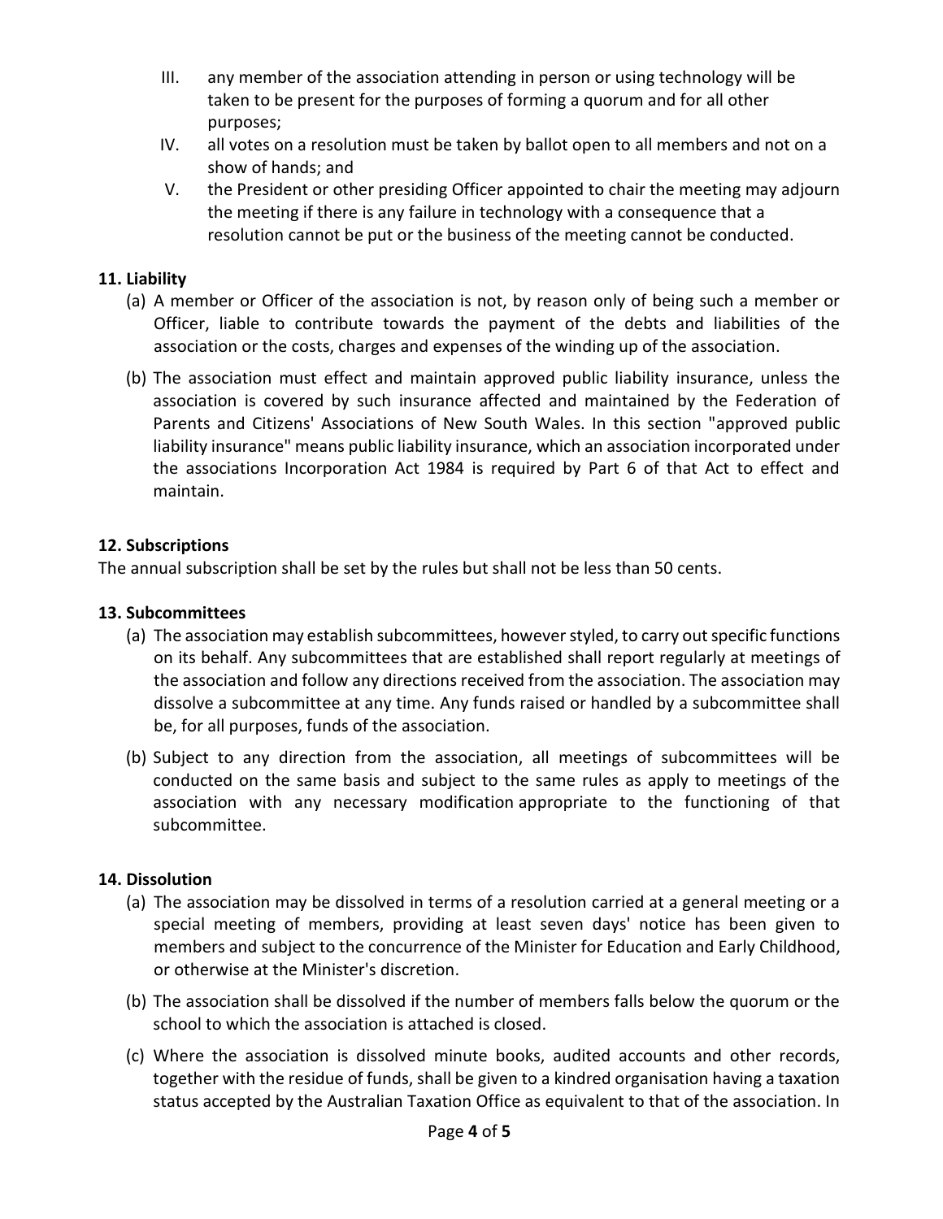III. any member of the association attending in person or using technology will be taken to be present for the purposes of forming a quorum and for all other purposes;

IV. all votes on a resolution must be taken by ballot open to all members and not on a show of hands; and

V. the President or other presiding Officer appointed to chair the meeting may adjourn the meeting if there is any failure in technology with a consequence that a resolution cannot be put or the business of the meeting cannot be conducted.

**11. Liability**

(a) A member or Officer of the association is not, by reason only of being such a member or Officer, liable to contribute towards the payment of the debts and liabilities of the association or the costs, charges and expenses of the winding up of the association.

(b) The association must effect and maintain approved public liability insurance, unless the association is covered by such insurance affected and maintained by the Federation of Parents and Citizens' Associations of New South Wales. In this section "approved public liability insurance" means public liability insurance, which an association incorporated under the associations Incorporation Act 1984 is required by Part 6 of that Act to effect and maintain.

**12. Subscriptions**

The annual subscription shall be set by the rules but shall not be less than 50 cents.

**13. Subcommittees**

(a) The association may establish subcommittees, however styled, to carry out specific functions on its behalf. Any subcommittees that are established shall report regularly at meetings of the association and follow any directions received from the association. The association may dissolve a subcommittee at any time. Any funds raised or handled by a subcommittee shall be, for all purposes, funds of the association.

(b) Subject to any direction from the association, all meetings of subcommittees will be conducted on the same basis and subject to the same rules as apply to meetings of the association with any necessary modification appropriate to the functioning of that subcommittee.

**14. Dissolution**

(a) The association may be dissolved in terms of a resolution carried at a general meeting or a special meeting of members, providing at least seven days' notice has been given to members and subject to the concurrence of the Minister for Education and Early Childhood, or otherwise at the Minister's discretion.

(b) The association shall be dissolved if the number of members falls below the quorum or the school to which the association is attached is closed.

(c) Where the association is dissolved minute books, audited accounts and other records, together with the residue of funds, shall be given to a kindred organisation having a taxation status accepted by the Australian Taxation Office as equivalent to that of the association. In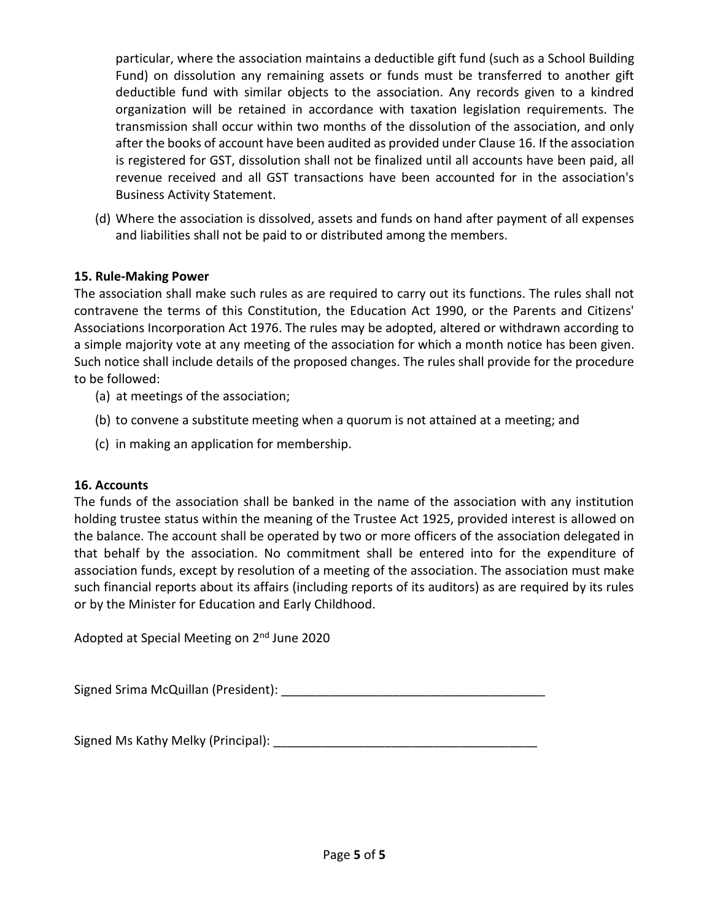particular, where the association maintains a deductible gift fund (such as a School Building Fund) on dissolution any remaining assets or funds must be transferred to another gift deductible fund with similar objects to the association. Any records given to a kindred organization will be retained in accordance with taxation legislation requirements. The transmission shall occur within two months of the dissolution of the association, and only after the books of account have been audited as provided under Clause 16. If the association is registered for GST, dissolution shall not be finalized until all accounts have been paid, all revenue received and all GST transactions have been accounted for in the association's Business Activity Statement.

(d) Where the association is dissolved, assets and funds on hand after payment of all expenses and liabilities shall not be paid to or distributed among the members.

**15. Rule-Making Power**

The association shall make such rules as are required to carry out its functions. The rules shall not contravene the terms of this Constitution, the Education Act 1990, or the Parents and Citizens' Associations Incorporation Act 1976. The rules may be adopted, altered or withdrawn according to a simple majority vote at any meeting of the association for which a month notice has been given. Such notice shall include details of the proposed changes. The rules shall provide for the procedure to be followed:

(a) at meetings of the association;

(b) to convene a substitute meeting when a quorum is not attained at a meeting; and

(c) in making an application for membership.

**16. Accounts**

The funds of the association shall be banked in the name of the association with any institution holding trustee status within the meaning of the Trustee Act 1925, provided interest is allowed on the balance. The account shall be operated by two or more officers of the association delegated in that behalf by the association. No commitment shall be entered into for the expenditure of association funds, except by resolution of a meeting of the association. The association must make such financial reports about its affairs (including reports of its auditors) as are required by its rules or by the Minister for Education and Early Childhood.

Adopted at Special Meeting on 2nd June 2020

Signed Srima McQuillan (President): ______________________________________

Signed Ms Kathy Melky (Principal): ______________________________________